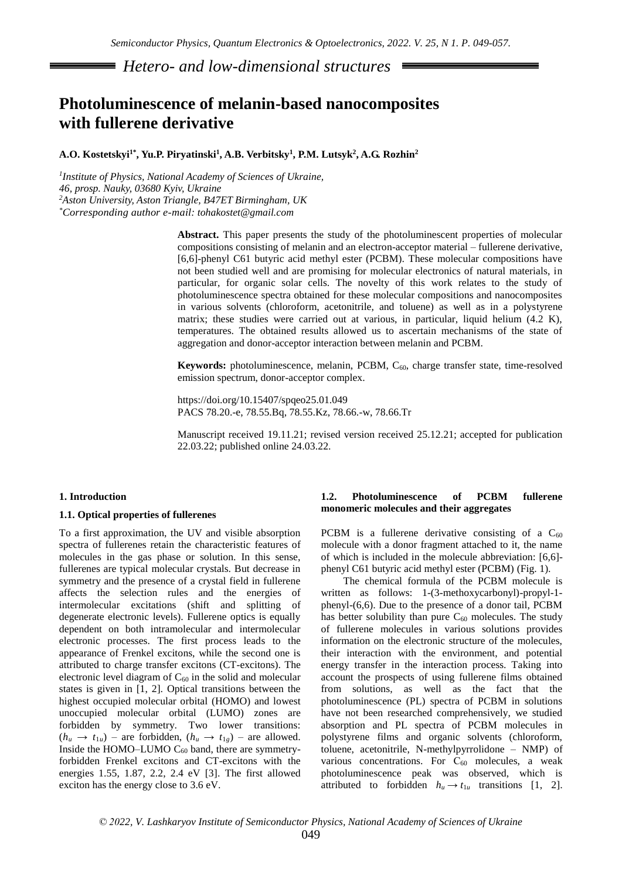# Hetero- and low-dimensional structures

# Photoluminescence of melanin-based nanocomposites with fullerene derivative

**A.O. Kostetskyi[1*], Yu.P. Piryatinski[1], A.B. Verbitsky[1], P.M. Lutsyk[2], A.G. Rozhin[2]**

*[1]Institute of Physics, National Academy of Sciences of Ukraine, 46, prosp. Nauky, 03680 Kyiv, Ukraine*
*[2]Aston University, Aston Triangle, B47ET Birmingham, UK*
*[*]Corresponding author e-mail: tohakostet@gmail.com*

**Abstract.** This paper presents the study of the photoluminescent properties of molecular compositions consisting of melanin and an electron-acceptor material – fullerene derivative, [6,6]-phenyl C61 butyric acid methyl ester (PCBM). These molecular compositions have not been studied well and are promising for molecular electronics of natural materials, in particular, for organic solar cells. The novelty of this work relates to the study of photoluminescence spectra obtained for these molecular compositions and nanocomposites in various solvents (chloroform, acetonitrile, and toluene) as well as in a polystyrene matrix; these studies were carried out at various, in particular, liquid helium (4.2 K), temperatures. The obtained results allowed us to ascertain mechanisms of the state of aggregation and donor-acceptor interaction between melanin and PCBM.

**Keywords:** photoluminescence, melanin, PCBM, $C_{60}$, charge transfer state, time-resolved emission spectrum, donor-acceptor complex.

https://doi.org/10.15407/spqeo25.01.049
PACS 78.20.-e, 78.55.Bq, 78.55.Kz, 78.66.-w, 78.66.Tr

Manuscript received 19.11.21; revised version received 25.12.21; accepted for publication 22.03.22; published online 24.03.22.

## 1. Introduction

### 1.1. Optical properties of fullerenes

To a first approximation, the UV and visible absorption spectra of fullerenes retain the characteristic features of molecules in the gas phase or solution. In this sense, fullerenes are typical molecular crystals. But decrease in symmetry and the presence of a crystal field in fullerene affects the selection rules and the energies of intermolecular excitations (shift and splitting of degenerate electronic levels). Fullerene optics is equally dependent on both intramolecular and intermolecular electronic processes. The first process leads to the appearance of Frenkel excitons, while the second one is attributed to charge transfer excitons (CT-excitons). The electronic level diagram of $C_{60}$ in the solid and molecular states is given in [1, 2]. Optical transitions between the highest occupied molecular orbital (HOMO) and lowest unoccupied molecular orbital (LUMO) zones are forbidden by symmetry. Two lower transitions: ($h_u \rightarrow t_{1u}$) – are forbidden, ($h_u \rightarrow t_{1g}$) – are allowed. Inside the HOMO–LUMO $C_{60}$ band, there are symmetry-forbidden Frenkel excitons and CT-excitons with the energies 1.55, 1.87, 2.2, 2.4 eV [3]. The first allowed exciton has the energy close to 3.6 eV.

### 1.2. Photoluminescence of PCBM fullerene monomeric molecules and their aggregates

PCBM is a fullerene derivative consisting of a $C_{60}$ molecule with a donor fragment attached to it, the name of which is included in the molecule abbreviation: [6,6]-phenyl C61 butyric acid methyl ester (PCBM) (Fig. 1).

The chemical formula of the PCBM molecule is written as follows: 1-(3-methoxycarbonyl)-propyl-1-phenyl-(6,6). Due to the presence of a donor tail, PCBM has better solubility than pure $C_{60}$ molecules. The study of fullerene molecules in various solutions provides information on the electronic structure of the molecules, their interaction with the environment, and potential energy transfer in the interaction process. Taking into account the prospects of using fullerene films obtained from solutions, as well as the fact that the photoluminescence (PL) spectra of PCBM in solutions have not been researched comprehensively, we studied absorption and PL spectra of PCBM molecules in polystyrene films and organic solvents (chloroform, toluene, acetonitrile, N-methylpyrrolidone – NMP) of various concentrations. For $C_{60}$ molecules, a weak photoluminescence peak was observed, which is attributed to forbidden $h_u \rightarrow t_{1u}$ transitions [1, 2].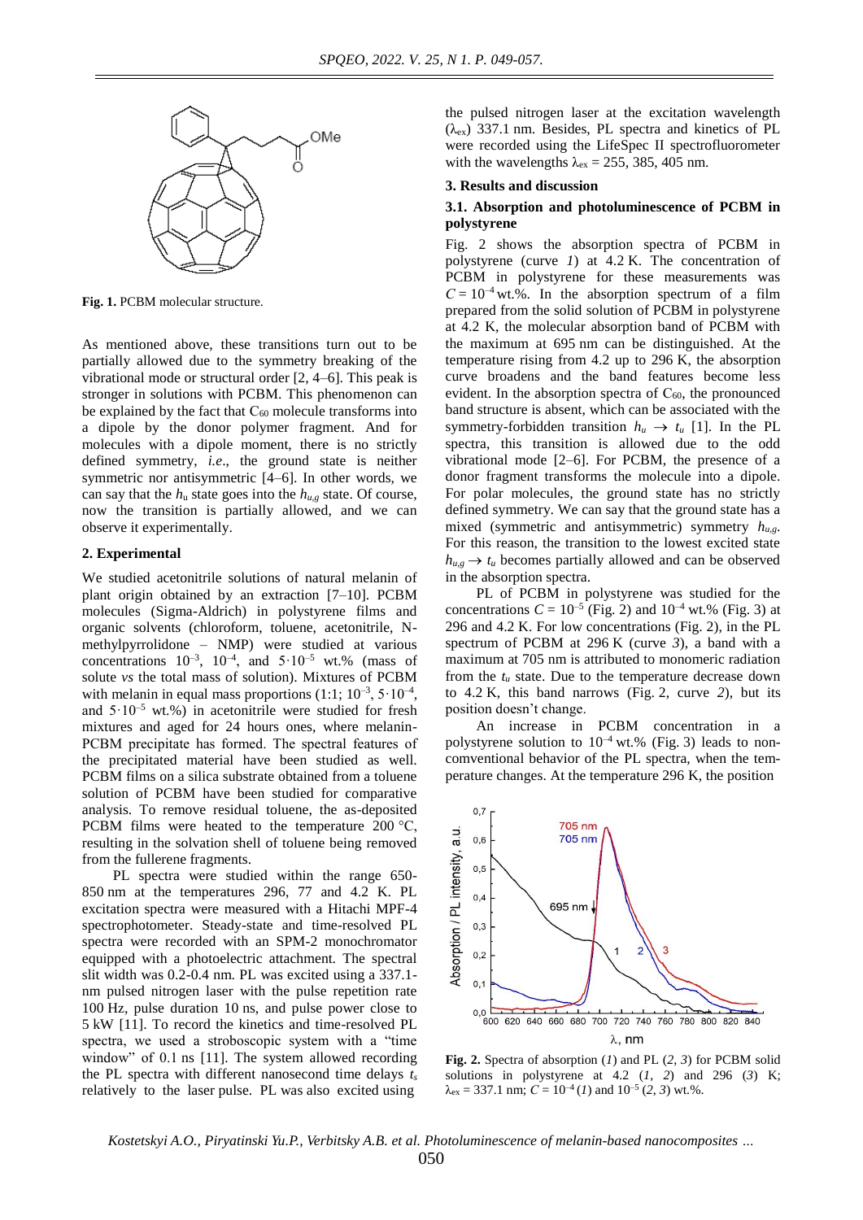**Fig. 1.** PCBM molecular structure.

As mentioned above, these transitions turn out to be partially allowed due to the symmetry breaking of the vibrational mode or structural order [2, 4–6]. This peak is stronger in solutions with PCBM. This phenomenon can be explained by the fact that $C_{60}$ molecule transforms into a dipole by the donor polymer fragment. And for molecules with a dipole moment, there is no strictly defined symmetry, *i.e*., the ground state is neither symmetric nor antisymmetric [4–6]. In other words, we can say that the $h_u$ state goes into the $h_{u,g}$ state. Of course, now the transition is partially allowed, and we can observe it experimentally.

## 2. Experimental

We studied acetonitrile solutions of natural melanin of plant origin obtained by an extraction [7–10]. PCBM molecules (Sigma-Aldrich) in polystyrene films and organic solvents (chloroform, toluene, acetonitrile, N-methylpyrrolidone – NMP) were studied at various concentrations $10^{-3}$, $10^{-4}$, and $5\cdot10^{-5}$ wt.% (mass of solute *vs* the total mass of solution). Mixtures of PCBM with melanin in equal mass proportions (1:1; $10^{-3}$, $5\cdot10^{-4}$, and $5\cdot10^{-5}$ wt.%) in acetonitrile were studied for fresh mixtures and aged for 24 hours ones, where melanin-PCBM precipitate has formed. The spectral features of the precipitated material have been studied as well. PCBM films on a silica substrate obtained from a toluene solution of PCBM have been studied for comparative analysis. To remove residual toluene, the as-deposited PCBM films were heated to the temperature 200 °C, resulting in the solvation shell of toluene being removed from the fullerene fragments.

PL spectra were studied within the range 650-850 nm at the temperatures 296, 77 and 4.2 K. PL excitation spectra were measured with a Hitachi MPF-4 spectrophotometer. Steady-state and time-resolved PL spectra were recorded with an SPM-2 monochromator equipped with a photoelectric attachment. The spectral slit width was 0.2-0.4 nm. PL was excited using a 337.1-nm pulsed nitrogen laser with the pulse repetition rate 100 Hz, pulse duration 10 ns, and pulse power close to 5 kW [11]. To record the kinetics and time-resolved PL spectra, we used a stroboscopic system with a "time window" of 0.1 ns [11]. The system allowed recording the PL spectra with different nanosecond time delays $t_s$ relatively to the laser pulse. PL was also excited using the pulsed nitrogen laser at the excitation wavelength ($\lambda_{ex}$) 337.1 nm. Besides, PL spectra and kinetics of PL were recorded using the LifeSpec II spectrofluorometer with the wavelengths $\lambda_{ex}$ = 255, 385, 405 nm.

## 3. Results and discussion

### 3.1. Absorption and photoluminescence of PCBM in polystyrene

Fig. 2 shows the absorption spectra of PCBM in polystyrene (curve *1*) at 4.2 K. The concentration of PCBM in polystyrene for these measurements was $C = 10^{-4}$ wt.%. In the absorption spectrum of a film prepared from the solid solution of PCBM in polystyrene at 4.2 K, the molecular absorption band of PCBM with the maximum at 695 nm can be distinguished. At the temperature rising from 4.2 up to 296 K, the absorption curve broadens and the band features become less evident. In the absorption spectra of $C_{60}$, the pronounced band structure is absent, which can be associated with the symmetry-forbidden transition $h_u \rightarrow t_u$ [1]. In the PL spectra, this transition is allowed due to the odd vibrational mode [2–6]. For PCBM, the presence of a donor fragment transforms the molecule into a dipole. For polar molecules, the ground state has no strictly defined symmetry. We can say that the ground state has a mixed (symmetric and antisymmetric) symmetry $h_{u,g}$. For this reason, the transition to the lowest excited state $h_{u,g} \rightarrow t_u$ becomes partially allowed and can be observed in the absorption spectra.

PL of PCBM in polystyrene was studied for the concentrations $C = 10^{-5}$ (Fig. 2) and $10^{-4}$ wt.% (Fig. 3) at 296 and 4.2 K. For low concentrations (Fig. 2), in the PL spectrum of PCBM at 296 K (curve *3*), a band with a maximum at 705 nm is attributed to monomeric radiation from the $t_u$ state. Due to the temperature decrease down to 4.2 K, this band narrows (Fig. 2, curve *2*), but its position doesn't change.

An increase in PCBM concentration in a polystyrene solution to $10^{-4}$ wt.% (Fig. 3) leads to non-conventional behavior of the PL spectra, when the temperature changes. At the temperature 296 K, the position

**Fig. 2.** Spectra of absorption (*1*) and PL (*2*, *3*) for PCBM solid solutions in polystyrene at 4.2 (*1*, *2*) and 296 (*3*) K; $\lambda_{ex}$ = 337.1 nm; $C = 10^{-4}$ (*1*) and $10^{-5}$ (*2*, *3*) wt.%.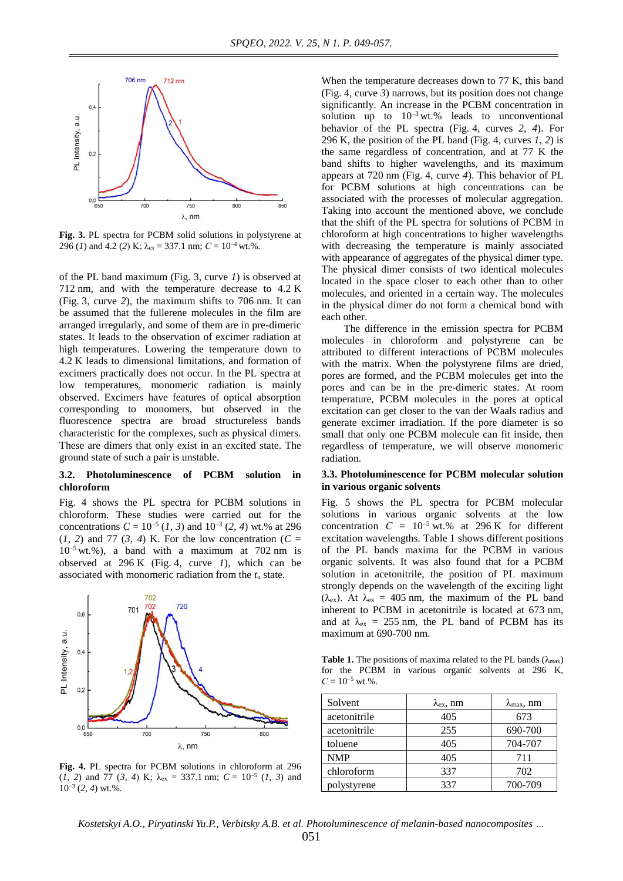Fig. 3. PL spectra for PCBM solid solutions in polystyrene at 296 (*1*) and 4.2 (*2*) K; $\lambda_{ex}$ = 337.1 nm; $C = 10^{-4}$ wt.%.

of the PL band maximum (Fig. 3, curve *1*) is observed at 712 nm, and with the temperature decrease to 4.2 K (Fig. 3, curve *2*), the maximum shifts to 706 nm. It can be assumed that the fullerene molecules in the film are arranged irregularly, and some of them are in pre-dimeric states. It leads to the observation of excimer radiation at high temperatures. Lowering the temperature down to 4.2 K leads to dimensional limitations, and formation of excimers practically does not occur. In the PL spectra at low temperatures, monomeric radiation is mainly observed. Excimers have features of optical absorption corresponding to monomers, but observed in the fluorescence spectra are broad structureless bands characteristic for the complexes, such as physical dimers. These are dimers that only exist in an excited state. The ground state of such a pair is unstable.

### 3.2. Photoluminescence of PCBM solution in chloroform

Fig. 4 shows the PL spectra for PCBM solutions in chloroform. These studies were carried out for the concentrations $C = 10^{-5}$ (*1*, *3*) and $10^{-3}$ (*2*, *4*) wt.% at 296 (*1*, *2*) and 77 (*3*, *4*) K. For the low concentration ($C = 10^{-5}$ wt.%), a band with a maximum at 702 nm is observed at 296 K (Fig. 4, curve *1*), which can be associated with monomeric radiation from the $t_u$ state.

Fig. 4. PL spectra for PCBM solutions in chloroform at 296 (*1*, *2*) and 77 (*3*, *4*) K; $\lambda_{ex}$ = 337.1 nm; $C = 10^{-5}$ (*1*, *3*) and $10^{-3}$ (*2*, *4*) wt.%.

When the temperature decreases down to 77 K, this band (Fig. 4, curve *3*) narrows, but its position does not change significantly. An increase in the PCBM concentration in solution up to $10^{-3}$ wt.% leads to unconventional behavior of the PL spectra (Fig. 4, curves *2*, *4*). For 296 K, the position of the PL band (Fig. 4, curves *1*, *2*) is the same regardless of concentration, and at 77 K the band shifts to higher wavelengths, and its maximum appears at 720 nm (Fig. 4, curve *4*). This behavior of PL for PCBM solutions at high concentrations can be associated with the processes of molecular aggregation. Taking into account the mentioned above, we conclude that the shift of the PL spectra for solutions of PCBM in chloroform at high concentrations to higher wavelengths with decreasing the temperature is mainly associated with appearance of aggregates of the physical dimer type. The physical dimer consists of two identical molecules located in the space closer to each other than to other molecules, and oriented in a certain way. The molecules in the physical dimer do not form a chemical bond with each other.

The difference in the emission spectra for PCBM molecules in chloroform and polystyrene can be attributed to different interactions of PCBM molecules with the matrix. When the polystyrene films are dried, pores are formed, and the PCBM molecules get into the pores and can be in the pre-dimeric states. At room temperature, PCBM molecules in the pores at optical excitation can get closer to the van der Waals radius and generate excimer irradiation. If the pore diameter is so small that only one PCBM molecule can fit inside, then regardless of temperature, we will observe monomeric radiation.

### 3.3. Photoluminescence for PCBM molecular solution in various organic solvents

Fig. 5 shows the PL spectra for PCBM molecular solutions in various organic solvents at the low concentration $C = 10^{-5}$ wt.% at 296 K for different excitation wavelengths. Table 1 shows different positions of the PL bands maxima for the PCBM in various organic solvents. It was also found that for a PCBM solution in acetonitrile, the position of PL maximum strongly depends on the wavelength of the exciting light ($\lambda_{ex}$). At $\lambda_{ex}$ = 405 nm, the maximum of the PL band inherent to PCBM in acetonitrile is located at 673 nm, and at $\lambda_{ex}$ = 255 nm, the PL band of PCBM has its maximum at 690-700 nm.

**Table 1.** The positions of maxima related to the PL bands ($\lambda_{max}$) for the PCBM in various organic solvents at 296 K, $C = 10^{-5}$ wt.%.

| Solvent | $\lambda_{ex}$, nm | $\lambda_{max}$, nm |
|---|---|---|
| acetonitrile | 405 | 673 |
| acetonitrile | 255 | 690-700 |
| toluene | 405 | 704-707 |
| NMP | 405 | 711 |
| chloroform | 337 | 702 |
| polystyrene | 337 | 700-709 |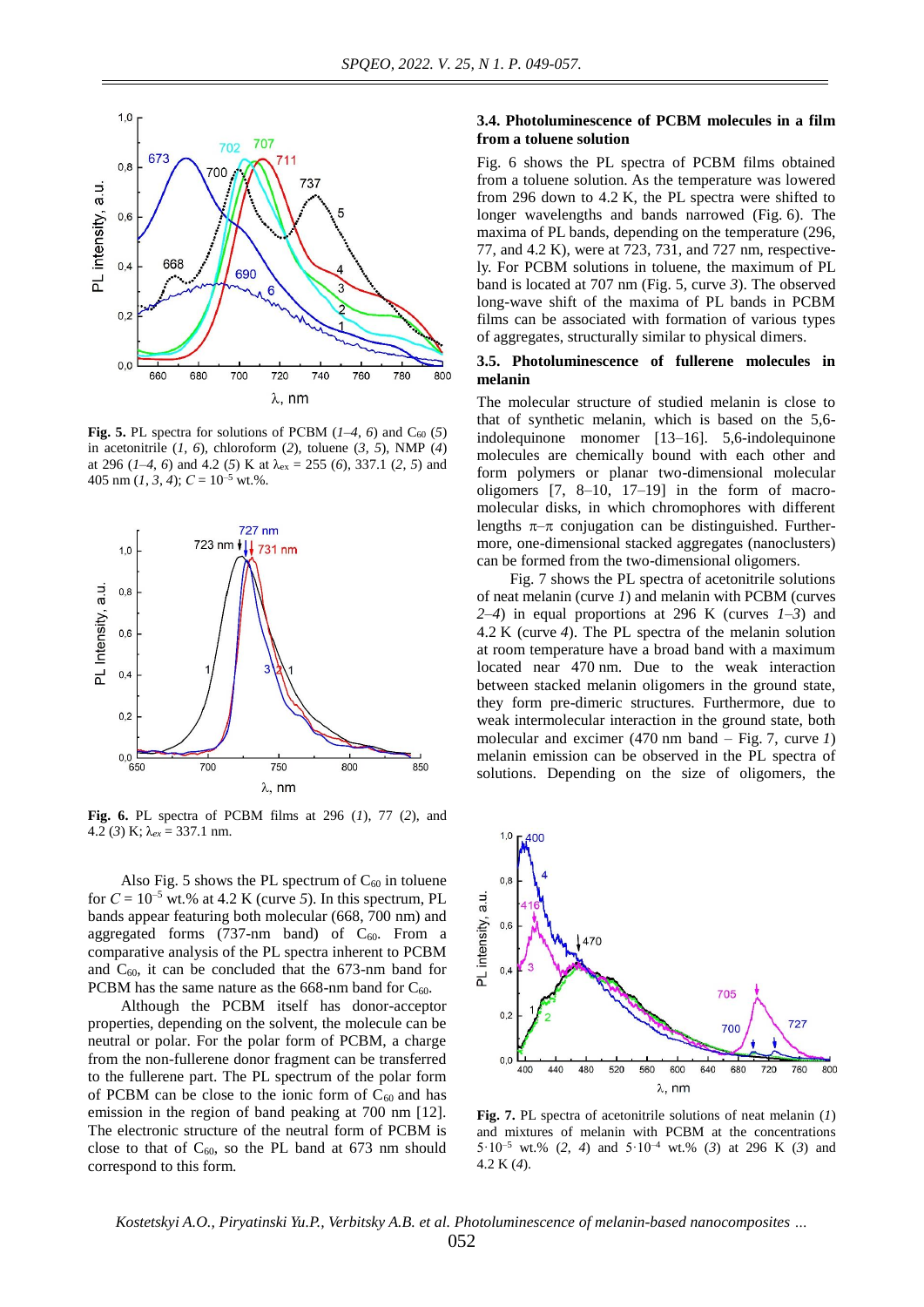**Fig. 5.** PL spectra for solutions of PCBM (*1*–*4*, *6*) and $C_{60}$ (*5*) in acetonitrile (*1*, *6*), chloroform (*2*), toluene (*3*, *5*), NMP (*4*) at 296 (*1*–*4*, *6*) and 4.2 (*5*) K at $\lambda_{ex}$ = 255 (*6*), 337.1 (*2*, *5*) and 405 nm (*1*, *3*, *4*); $C = 10^{-5}$ wt.%.

**Fig. 6.** PL spectra of PCBM films at 296 (*1*), 77 (*2*), and 4.2 (*3*) K; $\lambda_{ex}$ = 337.1 nm.

Also Fig. 5 shows the PL spectrum of $C_{60}$ in toluene for $C = 10^{-5}$ wt.% at 4.2 K (curve *5*). In this spectrum, PL bands appear featuring both molecular (668, 700 nm) and aggregated forms (737-nm band) of $C_{60}$. From a comparative analysis of the PL spectra inherent to PCBM and $C_{60}$, it can be concluded that the 673-nm band for PCBM has the same nature as the 668-nm band for $C_{60}$.

Although the PCBM itself has donor-acceptor properties, depending on the solvent, the molecule can be neutral or polar. For the polar form of PCBM, a charge from the non-fullerene donor fragment can be transferred to the fullerene part. The PL spectrum of the polar form of PCBM can be close to the ionic form of $C_{60}$ and has emission in the region of band peaking at 700 nm [12]. The electronic structure of the neutral form of PCBM is close to that of $C_{60}$, so the PL band at 673 nm should correspond to this form.

### 3.4. Photoluminescence of PCBM molecules in a film from a toluene solution

Fig. 6 shows the PL spectra of PCBM films obtained from a toluene solution. As the temperature was lowered from 296 down to 4.2 K, the PL spectra were shifted to longer wavelengths and bands narrowed (Fig. 6). The maxima of PL bands, depending on the temperature (296, 77, and 4.2 K), were at 723, 731, and 727 nm, respectively. For PCBM solutions in toluene, the maximum of PL band is located at 707 nm (Fig. 5, curve *3*). The observed long-wave shift of the maxima of PL bands in PCBM films can be associated with formation of various types of aggregates, structurally similar to physical dimers.

### 3.5. Photoluminescence of fullerene molecules in melanin

The molecular structure of studied melanin is close to that of synthetic melanin, which is based on the 5,6-indolequinone monomer [13–16]. 5,6-indolequinone molecules are chemically bound with each other and form polymers or planar two-dimensional molecular oligomers [7, 8–10, 17–19] in the form of macro-molecular disks, in which chromophores with different lengths π–π conjugation can be distinguished. Furthermore, one-dimensional stacked aggregates (nanoclusters) can be formed from the two-dimensional oligomers.

Fig. 7 shows the PL spectra of acetonitrile solutions of neat melanin (curve *1*) and melanin with PCBM (curves *2*–*4*) in equal proportions at 296 K (curves *1*–*3*) and 4.2 K (curve *4*). The PL spectra of the melanin solution at room temperature have a broad band with a maximum located near 470 nm. Due to the weak interaction between stacked melanin oligomers in the ground state, they form pre-dimeric structures. Furthermore, due to weak intermolecular interaction in the ground state, both molecular and excimer (470 nm band – Fig. 7, curve *1*) melanin emission can be observed in the PL spectra of solutions. Depending on the size of oligomers, the

**Fig. 7.** PL spectra of acetonitrile solutions of neat melanin (*1*) and mixtures of melanin with PCBM at the concentrations $5\cdot10^{-5}$ wt.% (*2*, *4*) and $5\cdot10^{-4}$ wt.% (*3*) at 296 K (*3*) and 4.2 K (*4*).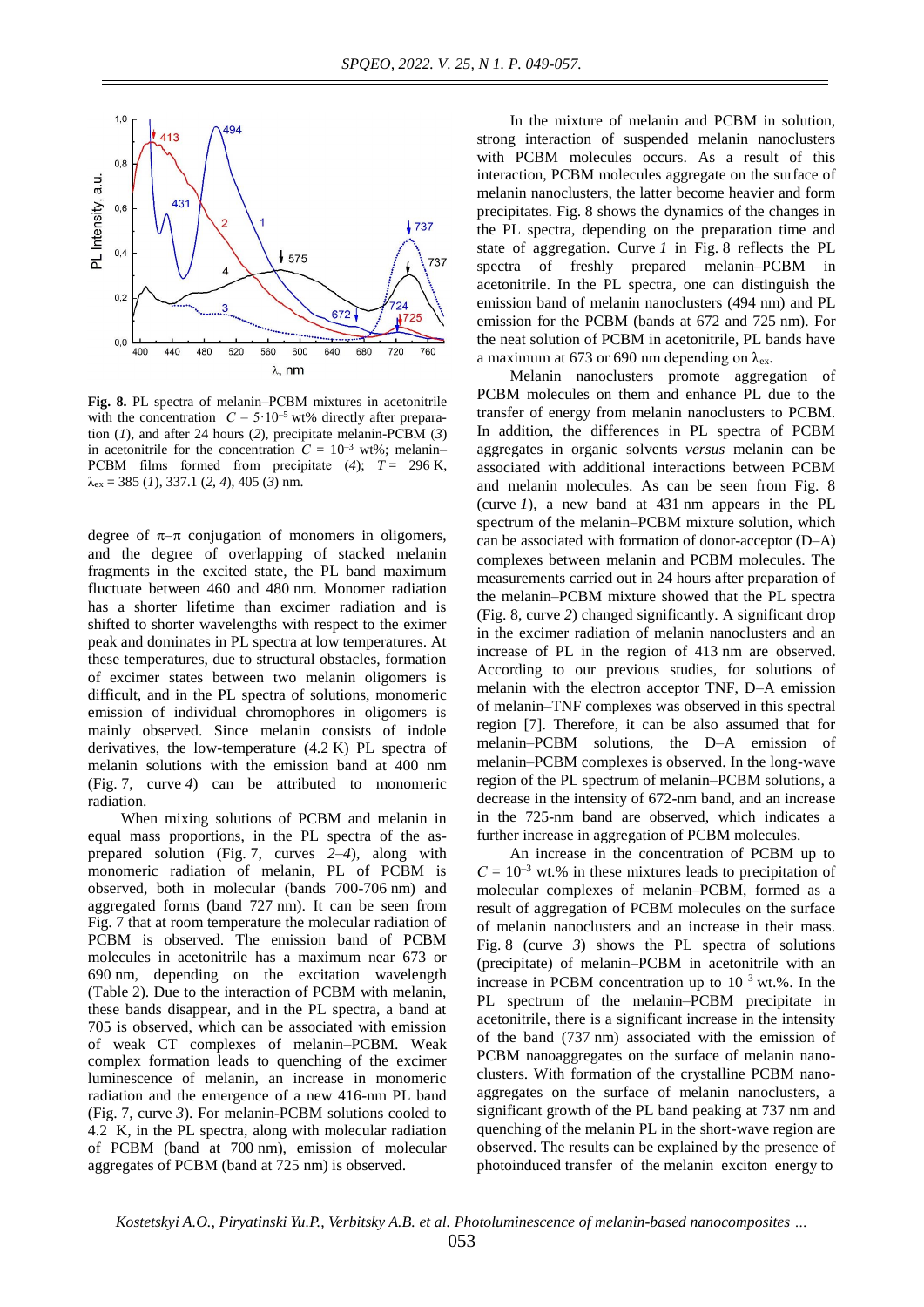Fig. 8. PL spectra of melanin–PCBM mixtures in acetonitrile with the concentration $C = 5\cdot10^{-5}$ wt% directly after preparation (*1*), and after 24 hours (*2*), precipitate melanin-PCBM (*3*) in acetonitrile for the concentration $C = 10^{-3}$ wt%; melanin–PCBM films formed from precipitate (*4*); $T = 296$ K, $\lambda_{ex} = 385$ (*1*), 337.1 (*2*, *4*), 405 (*3*) nm.

degree of $\pi$–$\pi$ conjugation of monomers in oligomers, and the degree of overlapping of stacked melanin fragments in the excited state, the PL band maximum fluctuate between 460 and 480 nm. Monomer radiation has a shorter lifetime than excimer radiation and is shifted to shorter wavelengths with respect to the eximer peak and dominates in PL spectra at low temperatures. At these temperatures, due to structural obstacles, formation of excimer states between two melanin oligomers is difficult, and in the PL spectra of solutions, monomeric emission of individual chromophores in oligomers is mainly observed. Since melanin consists of indole derivatives, the low-temperature (4.2 K) PL spectra of melanin solutions with the emission band at 400 nm (Fig. 7, curve *4*) can be attributed to monomeric radiation.

When mixing solutions of PCBM and melanin in equal mass proportions, in the PL spectra of the as-prepared solution (Fig. 7, curves *2*–*4*), along with monomeric radiation of melanin, PL of PCBM is observed, both in molecular (bands 700-706 nm) and aggregated forms (band 727 nm). It can be seen from Fig. 7 that at room temperature the molecular radiation of PCBM is observed. The emission band of PCBM molecules in acetonitrile has a maximum near 673 or 690 nm, depending on the excitation wavelength (Table 2). Due to the interaction of PCBM with melanin, these bands disappear, and in the PL spectra, a band at 705 is observed, which can be associated with emission of weak CT complexes of melanin–PCBM. Weak complex formation leads to quenching of the excimer luminescence of melanin, an increase in monomeric radiation and the emergence of a new 416-nm PL band (Fig. 7, curve *3*). For melanin-PCBM solutions cooled to 4.2 K, in the PL spectra, along with molecular radiation of PCBM (band at 700 nm), emission of molecular aggregates of PCBM (band at 725 nm) is observed.

In the mixture of melanin and PCBM in solution, strong interaction of suspended melanin nanoclusters with PCBM molecules occurs. As a result of this interaction, PCBM molecules aggregate on the surface of melanin nanoclusters, the latter become heavier and form precipitates. Fig. 8 shows the dynamics of the changes in the PL spectra, depending on the preparation time and state of aggregation. Curve *1* in Fig. 8 reflects the PL spectra of freshly prepared melanin–PCBM in acetonitrile. In the PL spectra, one can distinguish the emission band of melanin nanoclusters (494 nm) and PL emission for the PCBM (bands at 672 and 725 nm). For the neat solution of PCBM in acetonitrile, PL bands have a maximum at 673 or 690 nm depending on $\lambda_{ex}$.

Melanin nanoclusters promote aggregation of PCBM molecules on them and enhance PL due to the transfer of energy from melanin nanoclusters to PCBM. In addition, the differences in PL spectra of PCBM aggregates in organic solvents *versus* melanin can be associated with additional interactions between PCBM and melanin molecules. As can be seen from Fig. 8 (curve *1*), a new band at 431 nm appears in the PL spectrum of the melanin–PCBM mixture solution, which can be associated with formation of donor-acceptor (D–A) complexes between melanin and PCBM molecules. The measurements carried out in 24 hours after preparation of the melanin–PCBM mixture showed that the PL spectra (Fig. 8, curve *2*) changed significantly. A significant drop in the excimer radiation of melanin nanoclusters and an increase of PL in the region of 413 nm are observed. According to our previous studies, for solutions of melanin with the electron acceptor TNF, D–A emission of melanin–TNF complexes was observed in this spectral region [7]. Therefore, it can be also assumed that for melanin–PCBM solutions, the D–A emission of melanin–PCBM complexes is observed. In the long-wave region of the PL spectrum of melanin–PCBM solutions, a decrease in the intensity of 672-nm band, and an increase in the 725-nm band are observed, which indicates a further increase in aggregation of PCBM molecules.

An increase in the concentration of PCBM up to $C = 10^{-3}$ wt.% in these mixtures leads to precipitation of molecular complexes of melanin–PCBM, formed as a result of aggregation of PCBM molecules on the surface of melanin nanoclusters and an increase in their mass. Fig. 8 (curve *3*) shows the PL spectra of solutions (precipitate) of melanin–PCBM in acetonitrile with an increase in PCBM concentration up to $10^{-3}$ wt.%. In the PL spectrum of the melanin–PCBM precipitate in acetonitrile, there is a significant increase in the intensity of the band (737 nm) associated with the emission of PCBM nanoaggregates on the surface of melanin nanoclusters. With formation of the crystalline PCBM nanoaggregates on the surface of melanin nanoclusters, a significant growth of the PL band peaking at 737 nm and quenching of the melanin PL in the short-wave region are observed. The results can be explained by the presence of photoinduced transfer of the melanin exciton energy to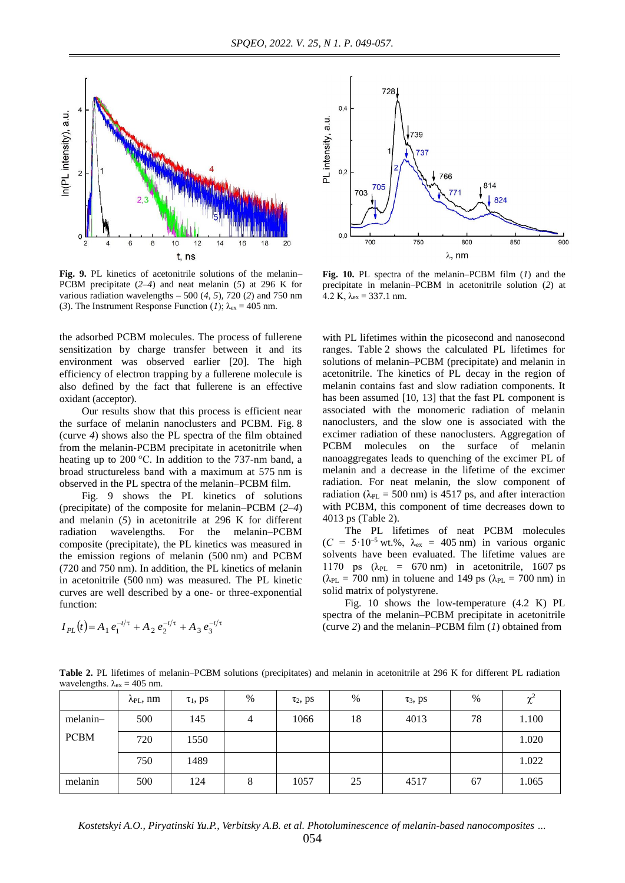**Fig. 9.** PL kinetics of acetonitrile solutions of the melanin–PCBM precipitate (*2*–*4*) and neat melanin (*5*) at 296 K for various radiation wavelengths – 500 (*4*, *5*), 720 (*2*) and 750 nm (*3*). The Instrument Response Function (*1*); $\lambda_{ex}$ = 405 nm.

**Fig. 10.** PL spectra of the melanin–PCBM film (*1*) and the precipitate in melanin–PCBM in acetonitrile solution (*2*) at 4.2 K, $\lambda_{ex}$ = 337.1 nm.

the adsorbed PCBM molecules. The process of fullerene sensitization by charge transfer between it and its environment was observed earlier [20]. The high efficiency of electron trapping by a fullerene molecule is also defined by the fact that fullerene is an effective oxidant (acceptor).

Our results show that this process is efficient near the surface of melanin nanoclusters and PCBM. Fig. 8 (curve *4*) shows also the PL spectra of the film obtained from the melanin-PCBM precipitate in acetonitrile when heating up to 200 °C. In addition to the 737-nm band, a broad structureless band with a maximum at 575 nm is observed in the PL spectra of the melanin–PCBM film.

Fig. 9 shows the PL kinetics of solutions (precipitate) of the composite for melanin–PCBM (*2*–*4*) and melanin (*5*) in acetonitrile at 296 K for different radiation wavelengths. For the melanin–PCBM composite (precipitate), the PL kinetics was measured in the emission regions of melanin (500 nm) and PCBM (720 and 750 nm). In addition, the PL kinetics of melanin in acetonitrile (500 nm) was measured. The PL kinetic curves are well described by a one- or three-exponential function:

$$I_{PL}(t) = A_1 e_1^{-t/\tau} + A_2 e_2^{-t/\tau} + A_3 e_3^{-t/\tau}$$

with PL lifetimes within the picosecond and nanosecond ranges. Table 2 shows the calculated PL lifetimes for solutions of melanin–PCBM (precipitate) and melanin in acetonitrile. The kinetics of PL decay in the region of melanin contains fast and slow radiation components. It has been assumed [10, 13] that the fast PL component is associated with the monomeric radiation of melanin nanoclusters, and the slow one is associated with the excimer radiation of these nanoclusters. Aggregation of PCBM molecules on the surface of melanin nanoaggregates leads to quenching of the excimer PL of melanin and a decrease in the lifetime of the excimer radiation. For neat melanin, the slow component of radiation ($\lambda_{PL}$ = 500 nm) is 4517 ps, and after interaction with PCBM, this component of time decreases down to 4013 ps (Table 2).

The PL lifetimes of neat PCBM molecules ($C = 5\cdot10^{-5}$ wt.%, $\lambda_{ex}$ = 405 nm) in various organic solvents have been evaluated. The lifetime values are 1170 ps ($\lambda_{PL}$ = 670 nm) in acetonitrile, 1607 ps ($\lambda_{PL}$ = 700 nm) in toluene and 149 ps ($\lambda_{PL}$ = 700 nm) in solid matrix of polystyrene.

Fig. 10 shows the low-temperature (4.2 K) PL spectra of the melanin–PCBM precipitate in acetonitrile (curve *2*) and the melanin–PCBM film (*1*) obtained from

**Table 2.** PL lifetimes of melanin–PCBM solutions (precipitates) and melanin in acetonitrile at 296 K for different PL radiation wavelengths. $\lambda_{ex}$ = 405 nm.

| | $\lambda_{PL}$, nm | $\tau_1$, ps | % | $\tau_2$, ps | % | $\tau_3$, ps | % | $\chi^2$ |
|---|---|---|---|---|---|---|---|---|
| melanin–PCBM | 500 | 145 | 4 | 1066 | 18 | 4013 | 78 | 1.100 |
| | 720 | 1550 | | | | | | 1.020 |
| | 750 | 1489 | | | | | | 1.022 |
| melanin | 500 | 124 | 8 | 1057 | 25 | 4517 | 67 | 1.065 |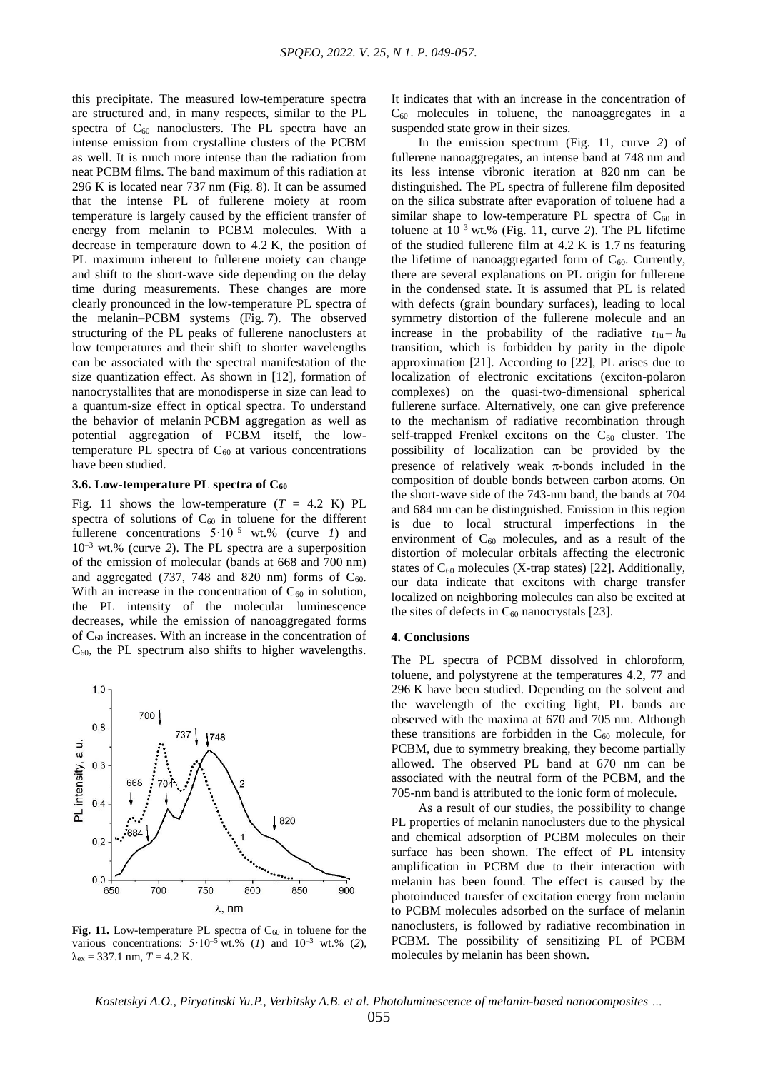this precipitate. The measured low-temperature spectra are structured and, in many respects, similar to the PL spectra of $C_{60}$ nanoclusters. The PL spectra have an intense emission from crystalline clusters of the PCBM as well. It is much more intense than the radiation from neat PCBM films. The band maximum of this radiation at 296 K is located near 737 nm (Fig. 8). It can be assumed that the intense PL of fullerene moiety at room temperature is largely caused by the efficient transfer of energy from melanin to PCBM molecules. With a decrease in temperature down to 4.2 K, the position of PL maximum inherent to fullerene moiety can change and shift to the short-wave side depending on the delay time during measurements. These changes are more clearly pronounced in the low-temperature PL spectra of the melanin–PCBM systems (Fig. 7). The observed structuring of the PL peaks of fullerene nanoclusters at low temperatures and their shift to shorter wavelengths can be associated with the spectral manifestation of the size quantization effect. As shown in [12], formation of nanocrystallites that are monodisperse in size can lead to a quantum-size effect in optical spectra. To understand the behavior of melanin PCBM aggregation as well as potential aggregation of PCBM itself, the low-temperature PL spectra of $C_{60}$ at various concentrations have been studied.

### 3.6. Low-temperature PL spectra of $C_{60}$

Fig. 11 shows the low-temperature ($T$ = 4.2 K) PL spectra of solutions of $C_{60}$ in toluene for the different fullerene concentrations $5\cdot10^{-5}$ wt.% (curve *1*) and $10^{-3}$ wt.% (curve *2*). The PL spectra are a superposition of the emission of molecular (bands at 668 and 700 nm) and aggregated (737, 748 and 820 nm) forms of $C_{60}$. With an increase in the concentration of $C_{60}$ in solution, the PL intensity of the molecular luminescence decreases, while the emission of nanoaggregated forms of $C_{60}$ increases. With an increase in the concentration of $C_{60}$, the PL spectrum also shifts to higher wavelengths.

**Fig. 11.** Low-temperature PL spectra of $C_{60}$ in toluene for the various concentrations: $5\cdot10^{-5}$ wt.% (*1*) and $10^{-3}$ wt.% (*2*), $\lambda_{ex}$ = 337.1 nm, $T$ = 4.2 K.

It indicates that with an increase in the concentration of $C_{60}$ molecules in toluene, the nanoaggregates in a suspended state grow in their sizes.

In the emission spectrum (Fig. 11, curve *2*) of fullerene nanoaggregates, an intense band at 748 nm and its less intense vibronic iteration at 820 nm can be distinguished. The PL spectra of fullerene film deposited on the silica substrate after evaporation of toluene had a similar shape to low-temperature PL spectra of $C_{60}$ in toluene at $10^{-3}$ wt.% (Fig. 11, curve *2*). The PL lifetime of the studied fullerene film at 4.2 K is 1.7 ns featuring the lifetime of nanoaggregarted form of $C_{60}$. Currently, there are several explanations on PL origin for fullerene in the condensed state. It is assumed that PL is related with defects (grain boundary surfaces), leading to local symmetry distortion of the fullerene molecule and an increase in the probability of the radiative $t_{1u} - h_u$ transition, which is forbidden by parity in the dipole approximation [21]. According to [22], PL arises due to localization of electronic excitations (exciton-polaron complexes) on the quasi-two-dimensional spherical fullerene surface. Alternatively, one can give preference to the mechanism of radiative recombination through self-trapped Frenkel excitons on the $C_{60}$ cluster. The possibility of localization can be provided by the presence of relatively weak $\pi$-bonds included in the composition of double bonds between carbon atoms. On the short-wave side of the 743-nm band, the bands at 704 and 684 nm can be distinguished. Emission in this region is due to local structural imperfections in the environment of $C_{60}$ molecules, and as a result of the distortion of molecular orbitals affecting the electronic states of $C_{60}$ molecules (X-trap states) [22]. Additionally, our data indicate that excitons with charge transfer localized on neighboring molecules can also be excited at the sites of defects in $C_{60}$ nanocrystals [23].

## 4. Conclusions

The PL spectra of PCBM dissolved in chloroform, toluene, and polystyrene at the temperatures 4.2, 77 and 296 K have been studied. Depending on the solvent and the wavelength of the exciting light, PL bands are observed with the maxima at 670 and 705 nm. Although these transitions are forbidden in the $C_{60}$ molecule, for PCBM, due to symmetry breaking, they become partially allowed. The observed PL band at 670 nm can be associated with the neutral form of the PCBM, and the 705-nm band is attributed to the ionic form of molecule.

As a result of our studies, the possibility to change PL properties of melanin nanoclusters due to the physical and chemical adsorption of PCBM molecules on their surface has been shown. The effect of PL intensity amplification in PCBM due to their interaction with melanin has been found. The effect is caused by the photoinduced transfer of excitation energy from melanin to PCBM molecules adsorbed on the surface of melanin nanoclusters, is followed by radiative recombination in PCBM. The possibility of sensitizing PL of PCBM molecules by melanin has been shown.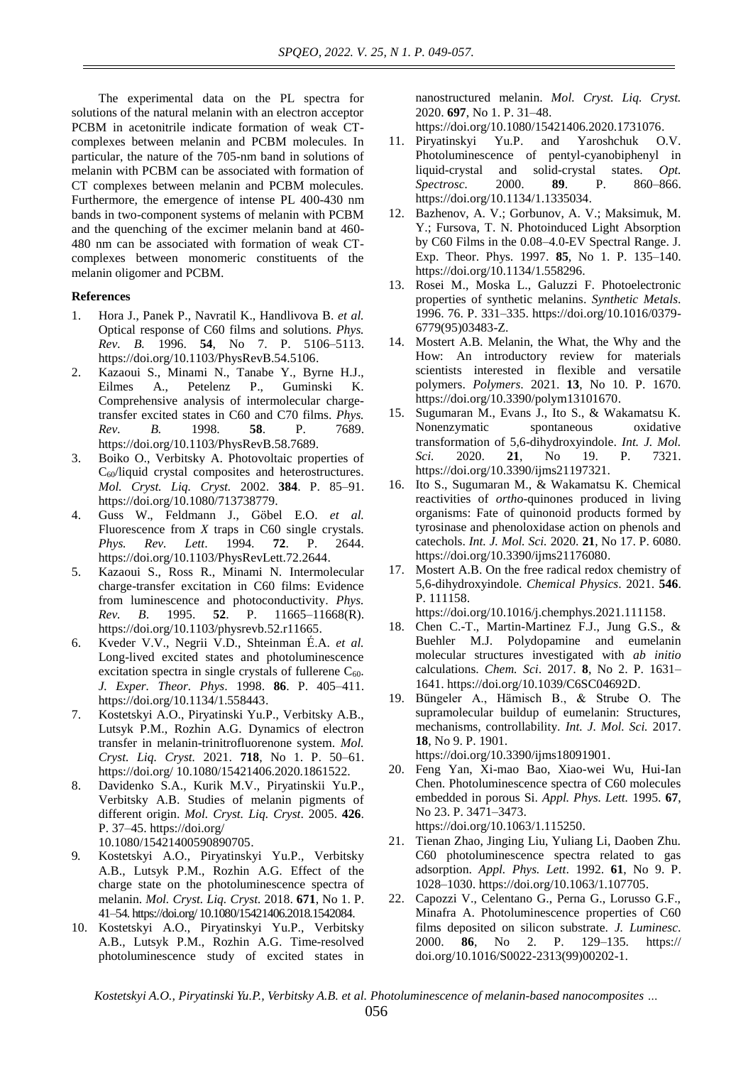The experimental data on the PL spectra for solutions of the natural melanin with an electron acceptor PCBM in acetonitrile indicate formation of weak CT-complexes between melanin and PCBM molecules. In particular, the nature of the 705-nm band in solutions of melanin with PCBM can be associated with formation of CT complexes between melanin and PCBM molecules. Furthermore, the emergence of intense PL 400-430 nm bands in two-component systems of melanin with PCBM and the quenching of the excimer melanin band at 460-480 nm can be associated with formation of weak CT-complexes between monomeric constituents of the melanin oligomer and PCBM.

#### References

1. Hora J., Panek P., Navratil K., Handlivova B. *et al.* Optical response of C60 films and solutions. *Phys. Rev. B.* 1996. **54**, No 7. P. 5106–5113. https://doi.org/10.1103/PhysRevB.54.5106.
2. Kazaoui S., Minami N., Tanabe Y., Byrne H.J., Eilmes A., Petelenz P., Guminski K. Comprehensive analysis of intermolecular charge-transfer excited states in C60 and C70 films. *Phys. Rev. B.* 1998. **58**. P. 7689. https://doi.org/10.1103/PhysRevB.58.7689.
3. Boiko O., Verbitsky A. Photovoltaic properties of $C_{60}$/liquid crystal composites and heterostructures. *Mol. Cryst. Liq. Cryst.* 2002. **384**. P. 85–91. https://doi.org/10.1080/713738779.
4. Guss W., Feldmann J., Göbel E.O. *et al.* Fluorescence from *X* traps in C60 single crystals. *Phys. Rev. Lett*. 1994. **72**. P. 2644. https://doi.org/10.1103/PhysRevLett.72.2644.
5. Kazaoui S., Ross R., Minami N. Intermolecular charge-transfer excitation in C60 films: Evidence from luminescence and photoconductivity. *Phys. Rev. B*. 1995. **52**. P. 11665–11668(R). https://doi.org/10.1103/physrevb.52.r11665.
6. Kveder V.V., Negrii V.D., Shteinman É.A. *et al.* Long-lived excited states and photoluminescence excitation spectra in single crystals of fullerene $C_{60}$. *J. Exper. Theor. Phys*. 1998. **86**. P. 405–411. https://doi.org/10.1134/1.558443.
7. Kostetskyi A.O., Piryatinski Yu.P., Verbitsky A.B., Lutsyk P.M., Rozhin A.G. Dynamics of electron transfer in melanin-trinitrofluorenone system. *Mol. Cryst. Liq. Cryst.* 2021. **718**, No 1. P. 50–61. https://doi.org/ 10.1080/15421406.2020.1861522.
8. Davidenko S.A., Kurik M.V., Piryatinskii Yu.P., Verbitsky A.B. Studies of melanin pigments of different origin. *Mol. Cryst. Liq. Cryst*. 2005. **426**. P. 37–45. https://doi.org/ 10.1080/15421400590890705.
9. Kostetskyi A.O., Piryatinskyi Yu.P., Verbitsky A.B., Lutsyk P.M., Rozhin A.G. Effect of the charge state on the photoluminescence spectra of melanin. *Mol. Cryst. Liq. Cryst.* 2018. **671**, No 1. P. 41–54. https://doi.org/ 10.1080/15421406.2018.1542084.
10. Kostetskyi A.O., Piryatinskyi Yu.P., Verbitsky A.B., Lutsyk P.M., Rozhin A.G. Time-resolved photoluminescence study of excited states in nanostructured melanin. *Mol. Cryst. Liq. Cryst.* 2020. **697**, No 1. P. 31–48. https://doi.org/10.1080/15421406.2020.1731076.
11. Piryatinskyi Yu.P. and Yaroshchuk O.V. Photoluminescence of pentyl-cyanobiphenyl in liquid-crystal and solid-crystal states. *Opt. Spectrosc.* 2000. **89**. P. 860–866. https://doi.org/10.1134/1.1335034.
12. Bazhenov, A. V.; Gorbunov, A. V.; Maksimuk, M. Y.; Fursova, T. N. Photoinduced Light Absorption by C60 Films in the 0.08–4.0-EV Spectral Range. J. Exp. Theor. Phys. 1997. **85**, No 1. P. 135–140. https://doi.org/10.1134/1.558296.
13. Rosei M., Moska L., Galuzzi F. Photoelectronic properties of synthetic melanins. *Synthetic Metals*. 1996. 76. P. 331–335. https://doi.org/10.1016/0379-6779(95)03483-Z.
14. Mostert A.B. Melanin, the What, the Why and the How: An introductory review for materials scientists interested in flexible and versatile polymers. *Polymers*. 2021. **13**, No 10. P. 1670. https://doi.org/10.3390/polym13101670.
15. Sugumaran M., Evans J., Ito S., & Wakamatsu K. Nonenzymatic spontaneous oxidative transformation of 5,6-dihydroxyindole. *Int. J. Mol. Sci.* 2020. **21**, No 19. P. 7321. https://doi.org/10.3390/ijms21197321.
16. Ito S., Sugumaran M., & Wakamatsu K. Chemical reactivities of *ortho*-quinones produced in living organisms: Fate of quinonoid products formed by tyrosinase and phenoloxidase action on phenols and catechols. *Int. J. Mol. Sci.* 2020. **21**, No 17. P. 6080. https://doi.org/10.3390/ijms21176080.
17. Mostert A.B. On the free radical redox chemistry of 5,6-dihydroxyindole. *Chemical Physics*. 2021. **546**. P. 111158. https://doi.org/10.1016/j.chemphys.2021.111158.
18. Chen C.-T., Martin-Martinez F.J., Jung G.S., & Buehler M.J. Polydopamine and eumelanin molecular structures investigated with *ab initio* calculations. *Chem. Sci*. 2017. **8**, No 2. P. 1631–1641. https://doi.org/10.1039/C6SC04692D.
19. Büngeler A., Hämisch B., & Strube O. The supramolecular buildup of eumelanin: Structures, mechanisms, controllability. *Int. J. Mol. Sci.* 2017. **18**, No 9. P. 1901. https://doi.org/10.3390/ijms18091901.
20. Feng Yan, Xi-mao Bao, Xiao-wei Wu, Hui-Ian Chen. Photoluminescence spectra of C60 molecules embedded in porous Si. *Appl. Phys. Lett.* 1995. **67**, No 23. P. 3471–3473. https://doi.org/10.1063/1.115250.
21. Tienan Zhao, Jinging Liu, Yuliang Li, Daoben Zhu. C60 photoluminescence spectra related to gas adsorption. *Appl. Phys. Lett*. 1992. **61**, No 9. P. 1028–1030. https://doi.org/10.1063/1.107705.
22. Capozzi V., Celentano G., Perna G., Lorusso G.F., Minafra A. Photoluminescence properties of C60 films deposited on silicon substrate. *J. Luminesc.* 2000. **86**, No 2. P. 129–135. https:// doi.org/10.1016/S0022-2313(99)00202-1.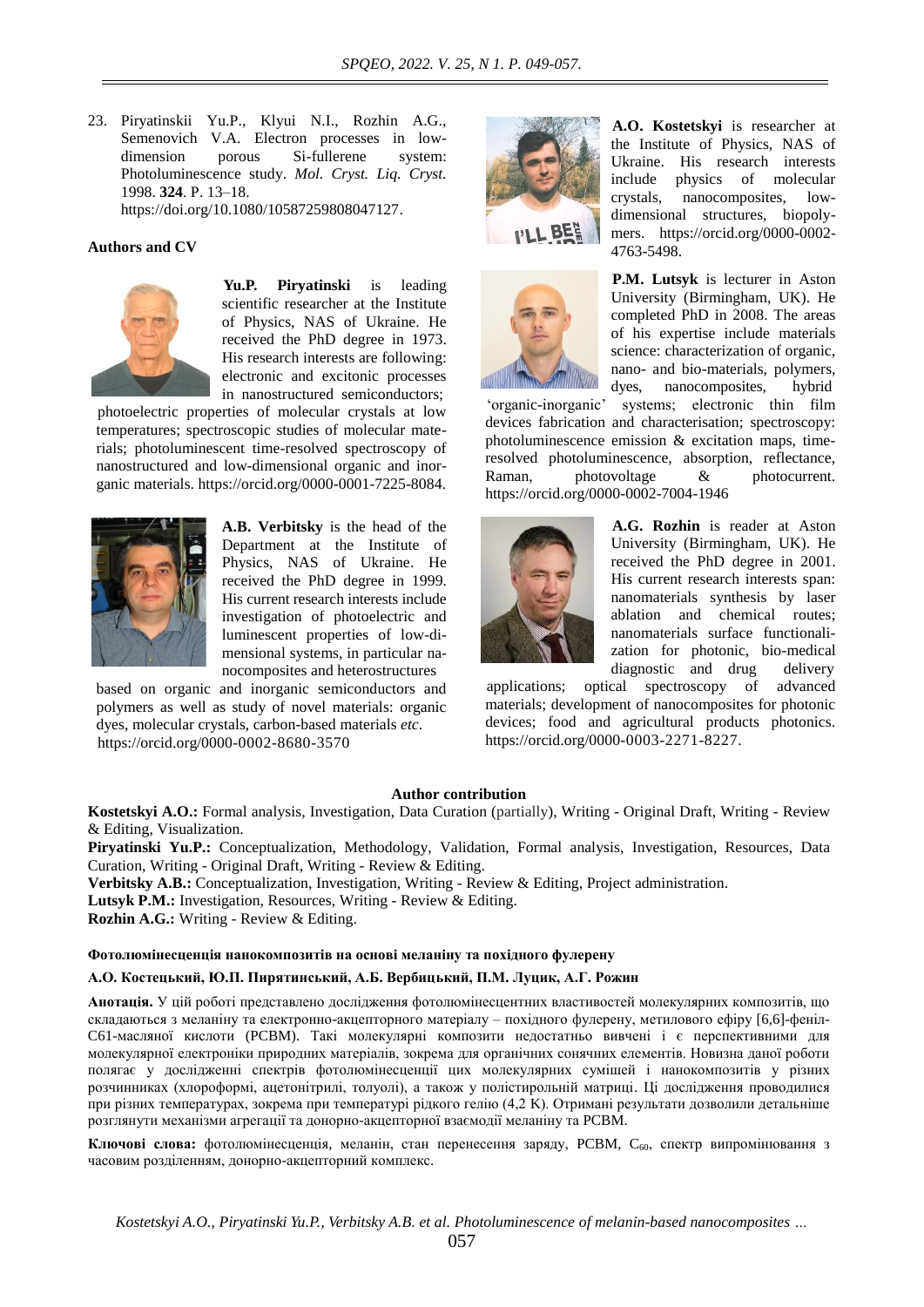23. Piryatinskii Yu.P., Klyui N.I., Rozhin A.G., Semenovich V.A. Electron processes in low-dimension porous Si-fullerene system: Photoluminescence study. *Mol. Cryst. Liq. Cryst.* 1998. **324**. P. 13–18. https://doi.org/10.1080/10587259808047127.

### Authors and CV

**Yu.P. Piryatinski** is leading scientific researcher at the Institute of Physics, NAS of Ukraine. He received the PhD degree in 1973. His research interests are following: electronic and excitonic processes in nanostructured semiconductors; photoelectric properties of molecular crystals at low temperatures; spectroscopic studies of molecular materials; photoluminescent time-resolved spectroscopy of nanostructured and low-dimensional organic and inorganic materials. https://orcid.org/0000-0001-7225-8084.

**A.B. Verbitsky** is the head of the Department at the Institute of Physics, NAS of Ukraine. He received the PhD degree in 1999. His current research interests include investigation of photoelectric and luminescent properties of low-dimensional systems, in particular nanocomposites and heterostructures based on organic and inorganic semiconductors and polymers as well as study of novel materials: organic dyes, molecular crystals, carbon-based materials *etc*. https://orcid.org/0000-0002-8680-3570

**A.O. Kostetskyi** is researcher at the Institute of Physics, NAS of Ukraine. His research interests include physics of molecular crystals, nanocomposites, low-dimensional structures, biopolymers. https://orcid.org/0000-0002-4763-5498.

**P.M. Lutsyk** is lecturer in Aston University (Birmingham, UK). He completed PhD in 2008. The areas of his expertise include materials science: characterization of organic, nano- and bio-materials, polymers, dyes, nanocomposites, hybrid 'organic-inorganic' systems; electronic thin film devices fabrication and characterisation; spectroscopy: photoluminescence emission & excitation maps, time-resolved photoluminescence, absorption, reflectance, Raman, photovoltage & photocurrent. https://orcid.org/0000-0002-7004-1946

**A.G. Rozhin** is reader at Aston University (Birmingham, UK). He received the PhD degree in 2001. His current research interests span: nanomaterials synthesis by laser ablation and chemical routes; nanomaterials surface functionalization for photonic, bio-medical diagnostic and drug delivery applications; optical spectroscopy of advanced materials; development of nanocomposites for photonic devices; food and agricultural products photonics. https://orcid.org/0000-0003-2271-8227.

### Author contribution

**Kostetskyi A.O.:** Formal analysis, Investigation, Data Curation (partially), Writing - Original Draft, Writing - Review & Editing, Visualization.

**Piryatinski Yu.P.:** Conceptualization, Methodology, Validation, Formal analysis, Investigation, Resources, Data Curation, Writing - Original Draft, Writing - Review & Editing.

**Verbitsky A.B.:** Conceptualization, Investigation, Writing - Review & Editing, Project administration.

**Lutsyk P.M.:** Investigation, Resources, Writing - Review & Editing.

**Rozhin A.G.:** Writing - Review & Editing.

#### Фотолюмінесценція нанокомпозитів на основі меланіну та похідного фулерену

**А.О. Костецький, Ю.П. Пирятинський, А.Б. Вербицький, П.М. Луцик, А.Г. Рожин**

**Анотація.** У цій роботі представлено дослідження фотолюмінесцентних властивостей молекулярних композитів, що складаються з меланіну та електронно-акцепторного матеріалу – похідного фулерену, метилового ефіру [6,6]-феніл-C61-масляної кислоти (PCBM). Такі молекулярні композити недостатньо вивчені і є перспективними для молекулярної електроніки природних матеріалів, зокрема для органічних сонячних елементів. Новизна даної роботи полягає у дослідженні спектрів фотолюмінесценції цих молекулярних сумішей і нанокомпозитів у різних розчинниках (хлороформі, ацетонітрилі, толуолі), а також у полістирольній матриці. Ці дослідження проводилися при різних температурах, зокрема при температурі рідкого гелію (4,2 K). Отримані результати дозволили детальніше розглянути механізми агрегації та донорно-акцепторної взаємодії меланіну та PCBM.

**Ключові слова:** фотолюмінесценція, меланін, стан перенесення заряду, PCBM, $C_{60}$, спектр випромінювання з часовим розділенням, донорно-акцепторний комплекс.